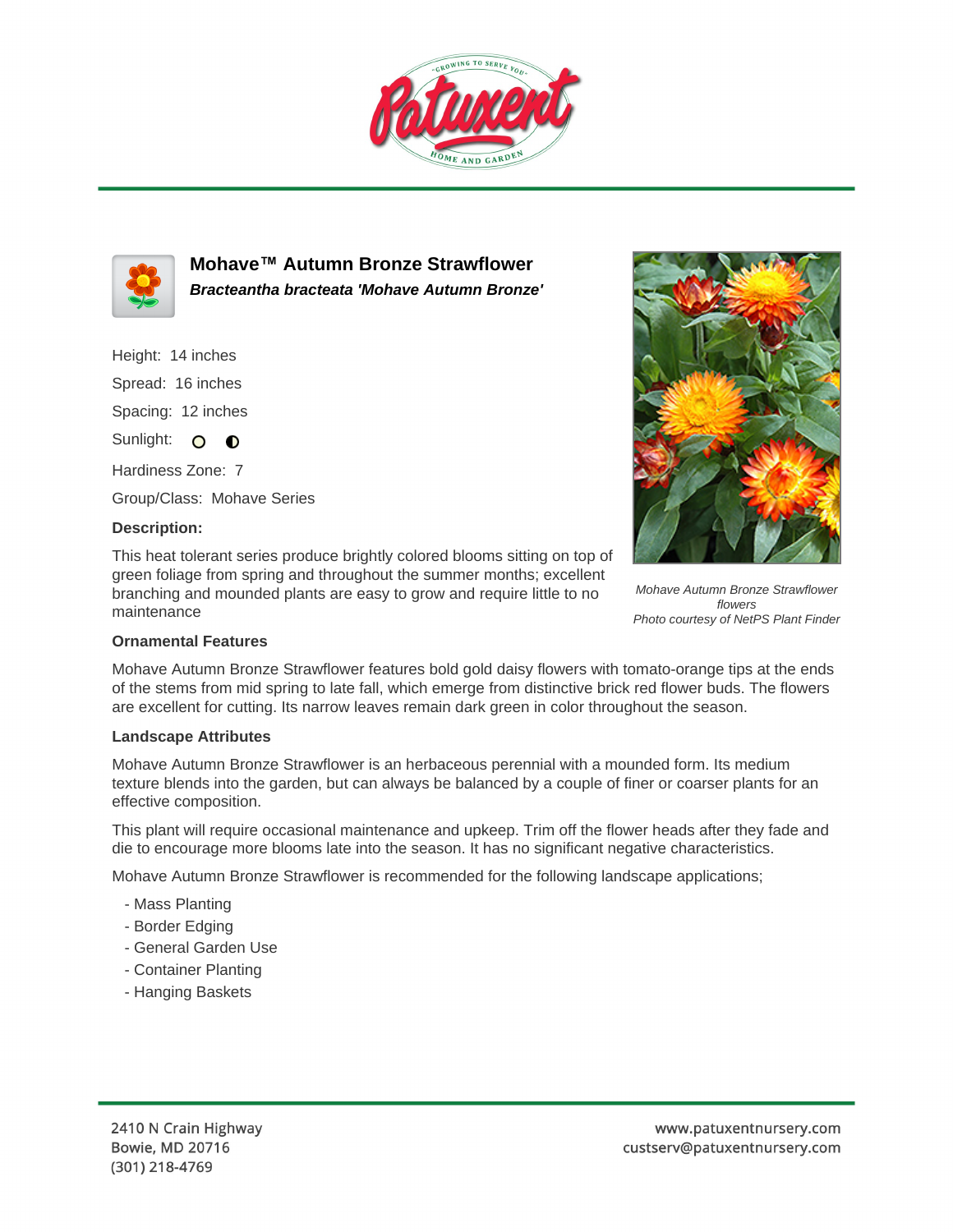# Mohave™ Autumn Bronze Strawflower

***Bracteantha bracteata 'Mohave Autumn Bronze'***

Height: 14 inches

Spread: 16 inches

Spacing: 12 inches

Sunlight:

Hardiness Zone: 7

Group/Class: Mohave Series

**Description:**

This heat tolerant series produce brightly colored blooms sitting on top of green foliage from spring and throughout the summer months; excellent branching and mounded plants are easy to grow and require little to no maintenance

*Mohave Autumn Bronze Strawflower flowers*
*Photo courtesy of NetPS Plant Finder*

**Ornamental Features**

Mohave Autumn Bronze Strawflower features bold gold daisy flowers with tomato-orange tips at the ends of the stems from mid spring to late fall, which emerge from distinctive brick red flower buds. The flowers are excellent for cutting. Its narrow leaves remain dark green in color throughout the season.

**Landscape Attributes**

Mohave Autumn Bronze Strawflower is an herbaceous perennial with a mounded form. Its medium texture blends into the garden, but can always be balanced by a couple of finer or coarser plants for an effective composition.

This plant will require occasional maintenance and upkeep. Trim off the flower heads after they fade and die to encourage more blooms late into the season. It has no significant negative characteristics.

Mohave Autumn Bronze Strawflower is recommended for the following landscape applications;

- Mass Planting
- Border Edging
- General Garden Use
- Container Planting
- Hanging Baskets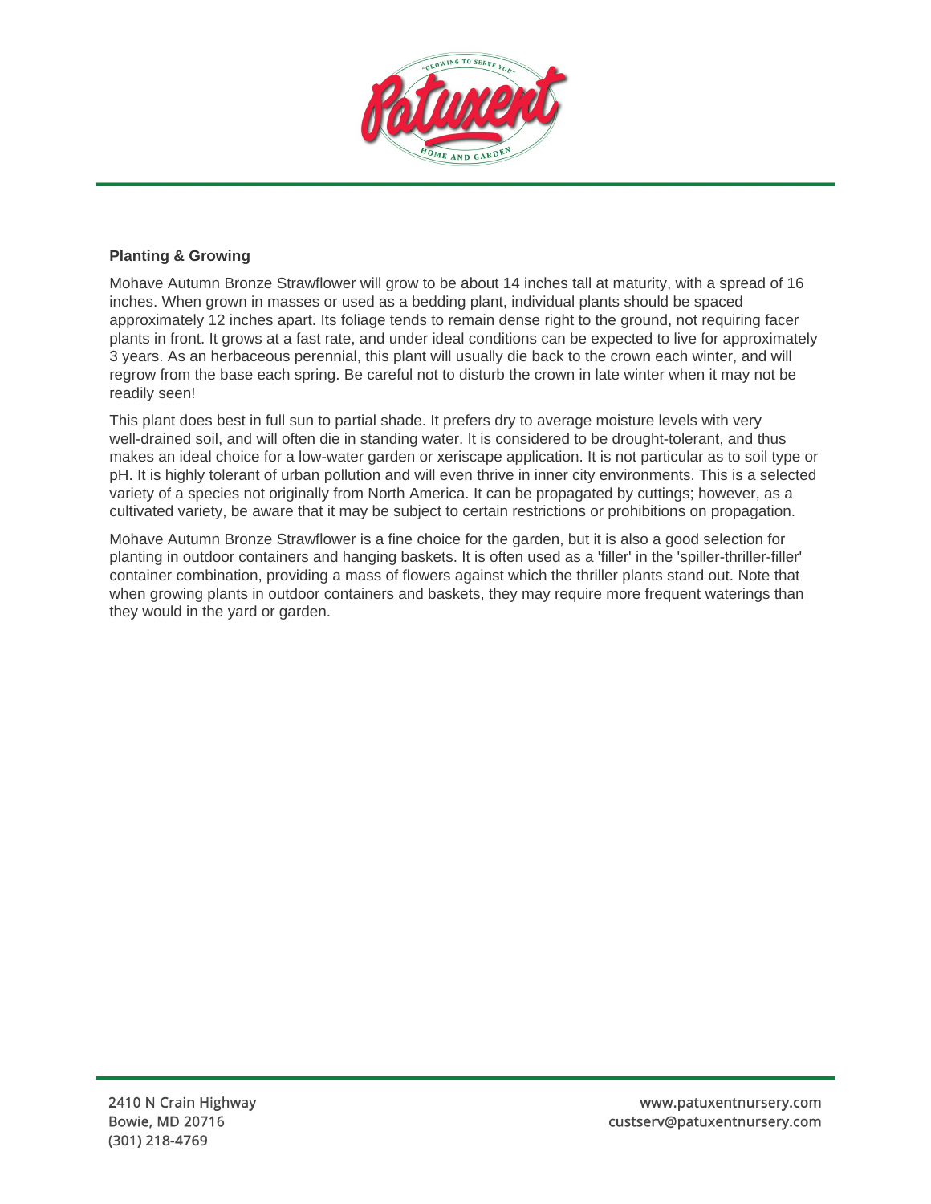## Planting & Growing

Mohave Autumn Bronze Strawflower will grow to be about 14 inches tall at maturity, with a spread of 16 inches. When grown in masses or used as a bedding plant, individual plants should be spaced approximately 12 inches apart. Its foliage tends to remain dense right to the ground, not requiring facer plants in front. It grows at a fast rate, and under ideal conditions can be expected to live for approximately 3 years. As an herbaceous perennial, this plant will usually die back to the crown each winter, and will regrow from the base each spring. Be careful not to disturb the crown in late winter when it may not be readily seen!

This plant does best in full sun to partial shade. It prefers dry to average moisture levels with very well-drained soil, and will often die in standing water. It is considered to be drought-tolerant, and thus makes an ideal choice for a low-water garden or xeriscape application. It is not particular as to soil type or pH. It is highly tolerant of urban pollution and will even thrive in inner city environments. This is a selected variety of a species not originally from North America. It can be propagated by cuttings; however, as a cultivated variety, be aware that it may be subject to certain restrictions or prohibitions on propagation.

Mohave Autumn Bronze Strawflower is a fine choice for the garden, but it is also a good selection for planting in outdoor containers and hanging baskets. It is often used as a 'filler' in the 'spiller-thriller-filler' container combination, providing a mass of flowers against which the thriller plants stand out. Note that when growing plants in outdoor containers and baskets, they may require more frequent waterings than they would in the yard or garden.